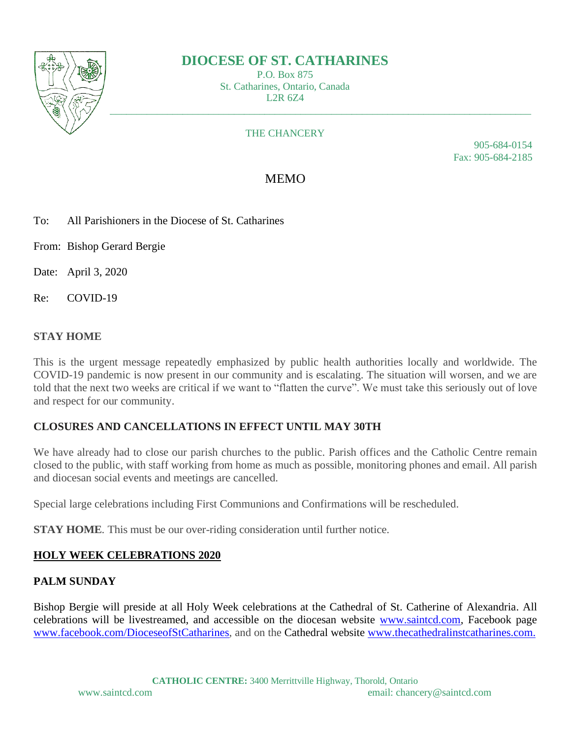# DIOCESE OF ST. CATHARINES

P.O. Box 875
St. Catharines, Ontario, Canada
L2R 6Z4

THE CHANCERY

905-684-0154
Fax: 905-684-2185

## MEMO

To: All Parishioners in the Diocese of St. Catharines

From: Bishop Gerard Bergie

Date: April 3, 2020

Re: COVID-19

### STAY HOME

This is the urgent message repeatedly emphasized by public health authorities locally and worldwide. The COVID-19 pandemic is now present in our community and is escalating. The situation will worsen, and we are told that the next two weeks are critical if we want to "flatten the curve". We must take this seriously out of love and respect for our community.

### CLOSURES AND CANCELLATIONS IN EFFECT UNTIL MAY 30TH

We have already had to close our parish churches to the public. Parish offices and the Catholic Centre remain closed to the public, with staff working from home as much as possible, monitoring phones and email. All parish and diocesan social events and meetings are cancelled.

Special large celebrations including First Communions and Confirmations will be rescheduled.

**STAY HOME**. This must be our over-riding consideration until further notice.

### HOLY WEEK CELEBRATIONS 2020

### PALM SUNDAY

Bishop Bergie will preside at all Holy Week celebrations at the Cathedral of St. Catherine of Alexandria. All celebrations will be livestreamed, and accessible on the diocesan website www.saintcd.com, Facebook page www.facebook.com/DioceseofStCatharines, and on the Cathedral website www.thecathedralinstcatharines.com.

**CATHOLIC CENTRE:** 3400 Merrittville Highway, Thorold, Ontario
www.saintcd.com email: chancery@saintcd.com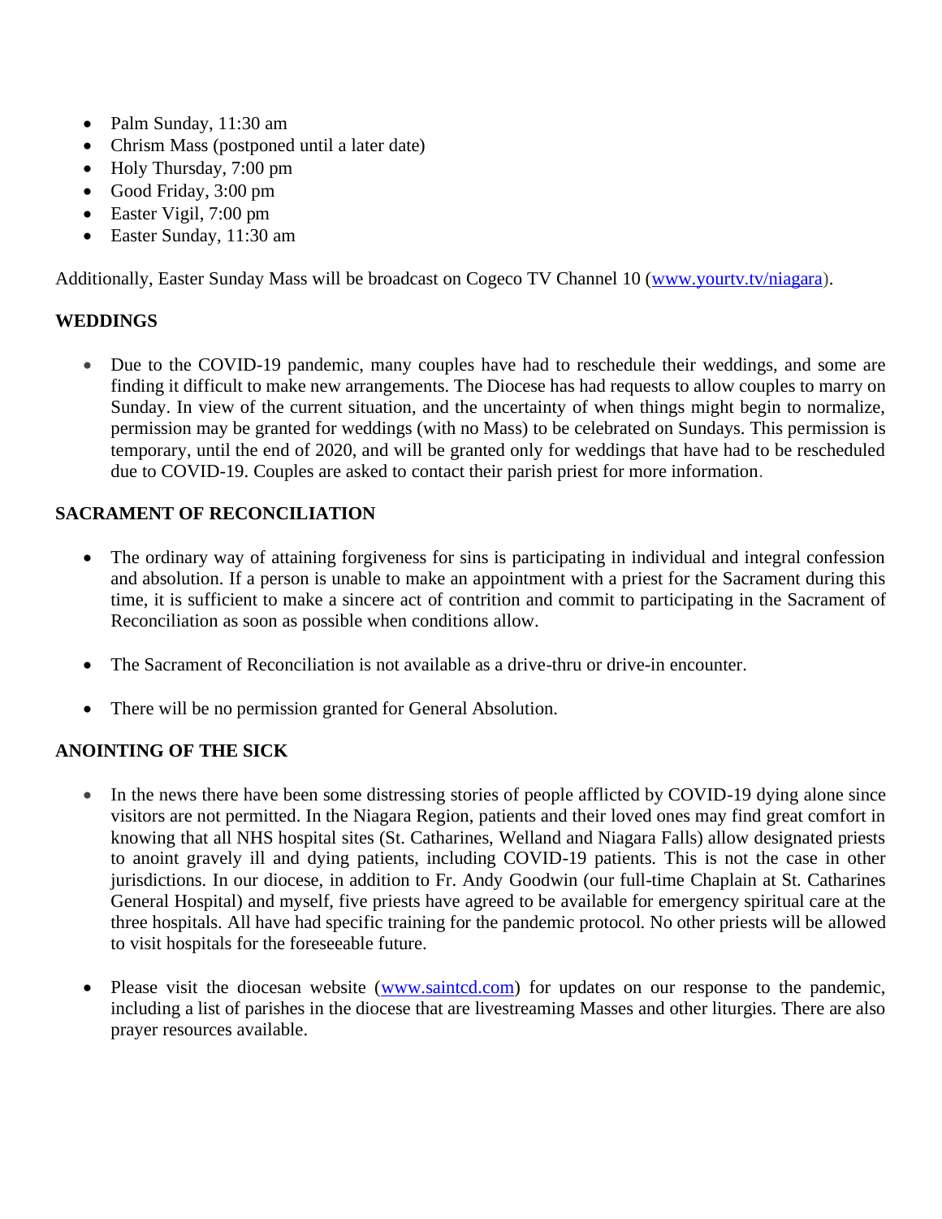- Palm Sunday, 11:30 am
- Chrism Mass (postponed until a later date)
- Holy Thursday, 7:00 pm
- Good Friday, 3:00 pm
- Easter Vigil, 7:00 pm
- Easter Sunday, 11:30 am

Additionally, Easter Sunday Mass will be broadcast on Cogeco TV Channel 10 ([www.yourtv.tv/niagara](www.yourtv.tv/niagara)).

**WEDDINGS**

- Due to the COVID-19 pandemic, many couples have had to reschedule their weddings, and some are finding it difficult to make new arrangements. The Diocese has had requests to allow couples to marry on Sunday. In view of the current situation, and the uncertainty of when things might begin to normalize, permission may be granted for weddings (with no Mass) to be celebrated on Sundays. This permission is temporary, until the end of 2020, and will be granted only for weddings that have had to be rescheduled due to COVID-19. Couples are asked to contact their parish priest for more information.

**SACRAMENT OF RECONCILIATION**

- The ordinary way of attaining forgiveness for sins is participating in individual and integral confession and absolution. If a person is unable to make an appointment with a priest for the Sacrament during this time, it is sufficient to make a sincere act of contrition and commit to participating in the Sacrament of Reconciliation as soon as possible when conditions allow.

- The Sacrament of Reconciliation is not available as a drive-thru or drive-in encounter.

- There will be no permission granted for General Absolution.

**ANOINTING OF THE SICK**

- In the news there have been some distressing stories of people afflicted by COVID-19 dying alone since visitors are not permitted. In the Niagara Region, patients and their loved ones may find great comfort in knowing that all NHS hospital sites (St. Catharines, Welland and Niagara Falls) allow designated priests to anoint gravely ill and dying patients, including COVID-19 patients. This is not the case in other jurisdictions. In our diocese, in addition to Fr. Andy Goodwin (our full-time Chaplain at St. Catharines General Hospital) and myself, five priests have agreed to be available for emergency spiritual care at the three hospitals. All have had specific training for the pandemic protocol. No other priests will be allowed to visit hospitals for the foreseeable future.

- Please visit the diocesan website ([www.saintcd.com](www.saintcd.com)) for updates on our response to the pandemic, including a list of parishes in the diocese that are livestreaming Masses and other liturgies. There are also prayer resources available.